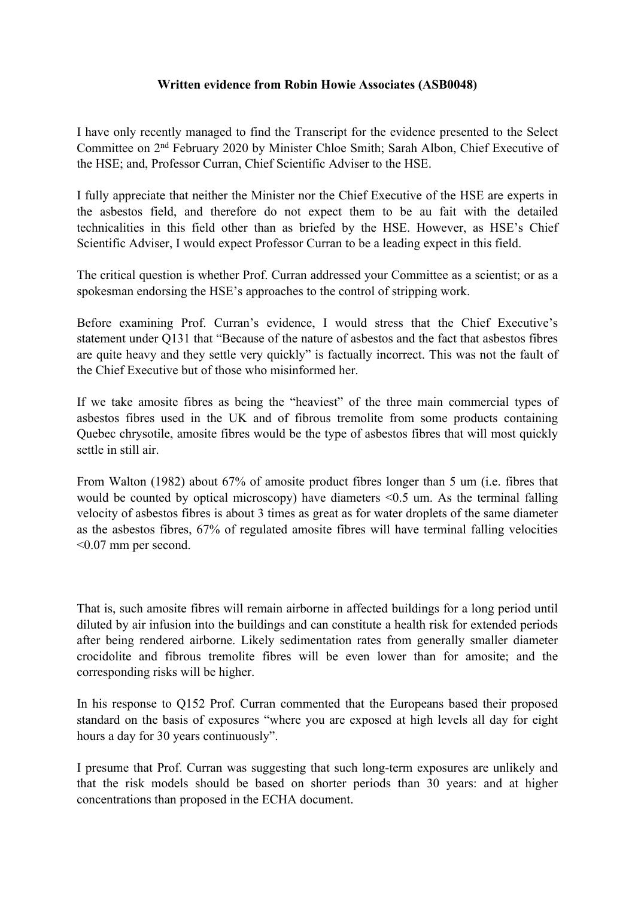**Written evidence from Robin Howie Associates (ASB0048)**

I have only recently managed to find the Transcript for the evidence presented to the Select Committee on 2nd February 2020 by Minister Chloe Smith; Sarah Albon, Chief Executive of the HSE; and, Professor Curran, Chief Scientific Adviser to the HSE.

I fully appreciate that neither the Minister nor the Chief Executive of the HSE are experts in the asbestos field, and therefore do not expect them to be au fait with the detailed technicalities in this field other than as briefed by the HSE. However, as HSE's Chief Scientific Adviser, I would expect Professor Curran to be a leading expect in this field.

The critical question is whether Prof. Curran addressed your Committee as a scientist; or as a spokesman endorsing the HSE's approaches to the control of stripping work.

Before examining Prof. Curran's evidence, I would stress that the Chief Executive's statement under Q131 that "Because of the nature of asbestos and the fact that asbestos fibres are quite heavy and they settle very quickly" is factually incorrect. This was not the fault of the Chief Executive but of those who misinformed her.

If we take amosite fibres as being the "heaviest" of the three main commercial types of asbestos fibres used in the UK and of fibrous tremolite from some products containing Quebec chrysotile, amosite fibres would be the type of asbestos fibres that will most quickly settle in still air.

From Walton (1982) about 67% of amosite product fibres longer than 5 um (i.e. fibres that would be counted by optical microscopy) have diameters <0.5 um. As the terminal falling velocity of asbestos fibres is about 3 times as great as for water droplets of the same diameter as the asbestos fibres, 67% of regulated amosite fibres will have terminal falling velocities <0.07 mm per second.

That is, such amosite fibres will remain airborne in affected buildings for a long period until diluted by air infusion into the buildings and can constitute a health risk for extended periods after being rendered airborne. Likely sedimentation rates from generally smaller diameter crocidolite and fibrous tremolite fibres will be even lower than for amosite; and the corresponding risks will be higher.

In his response to Q152 Prof. Curran commented that the Europeans based their proposed standard on the basis of exposures "where you are exposed at high levels all day for eight hours a day for 30 years continuously".

I presume that Prof. Curran was suggesting that such long-term exposures are unlikely and that the risk models should be based on shorter periods than 30 years: and at higher concentrations than proposed in the ECHA document.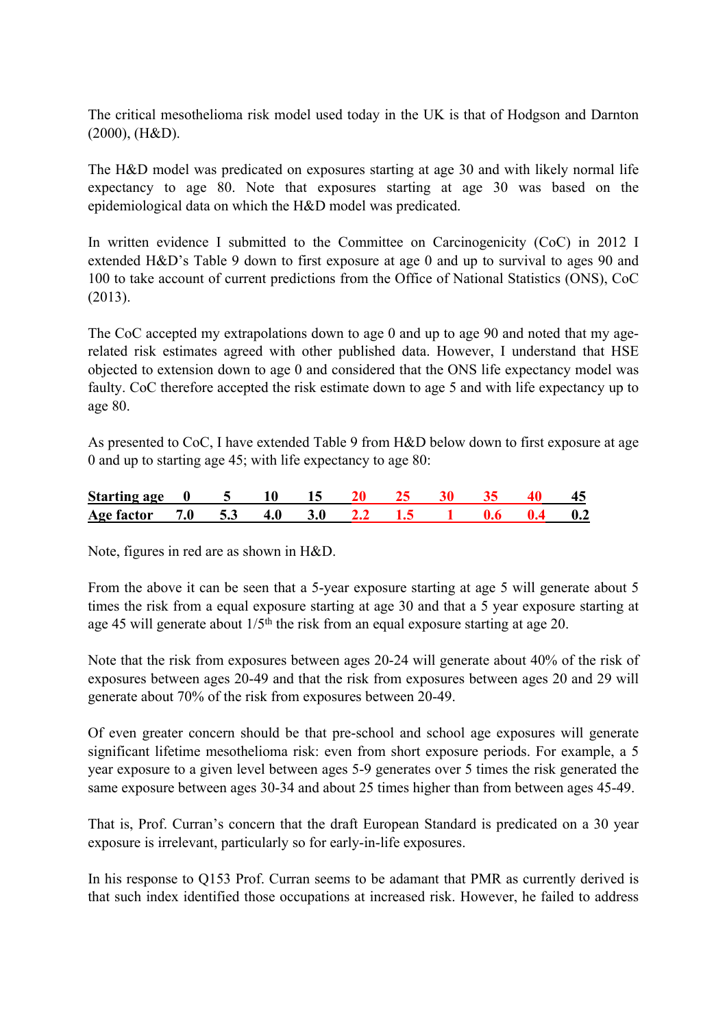The critical mesothelioma risk model used today in the UK is that of Hodgson and Darnton (2000), (H&D).

The H&D model was predicated on exposures starting at age 30 and with likely normal life expectancy to age 80. Note that exposures starting at age 30 was based on the epidemiological data on which the H&D model was predicated.

In written evidence I submitted to the Committee on Carcinogenicity (CoC) in 2012 I extended H&D's Table 9 down to first exposure at age 0 and up to survival to ages 90 and 100 to take account of current predictions from the Office of National Statistics (ONS), CoC (2013).

The CoC accepted my extrapolations down to age 0 and up to age 90 and noted that my age-related risk estimates agreed with other published data. However, I understand that HSE objected to extension down to age 0 and considered that the ONS life expectancy model was faulty. CoC therefore accepted the risk estimate down to age 5 and with life expectancy up to age 80.

As presented to CoC, I have extended Table 9 from H&D below down to first exposure at age 0 and up to starting age 45; with life expectancy to age 80:

| **Starting age** | **0** | **5** | **10** | **15** | **20** | **25** | **30** | **35** | **40** | **45** |
|---|---|---|---|---|---|---|---|---|---|---|
| **Age factor** | **7.0** | **5.3** | **4.0** | **3.0** | **2.2** | **1.5** | **1** | **0.6** | **0.4** | **0.2** |

Note, figures in red are as shown in H&D.

From the above it can be seen that a 5-year exposure starting at age 5 will generate about 5 times the risk from a equal exposure starting at age 30 and that a 5 year exposure starting at age 45 will generate about 1/5th the risk from an equal exposure starting at age 20.

Note that the risk from exposures between ages 20-24 will generate about 40% of the risk of exposures between ages 20-49 and that the risk from exposures between ages 20 and 29 will generate about 70% of the risk from exposures between 20-49.

Of even greater concern should be that pre-school and school age exposures will generate significant lifetime mesothelioma risk: even from short exposure periods. For example, a 5 year exposure to a given level between ages 5-9 generates over 5 times the risk generated the same exposure between ages 30-34 and about 25 times higher than from between ages 45-49.

That is, Prof. Curran's concern that the draft European Standard is predicated on a 30 year exposure is irrelevant, particularly so for early-in-life exposures.

In his response to Q153 Prof. Curran seems to be adamant that PMR as currently derived is that such index identified those occupations at increased risk. However, he failed to address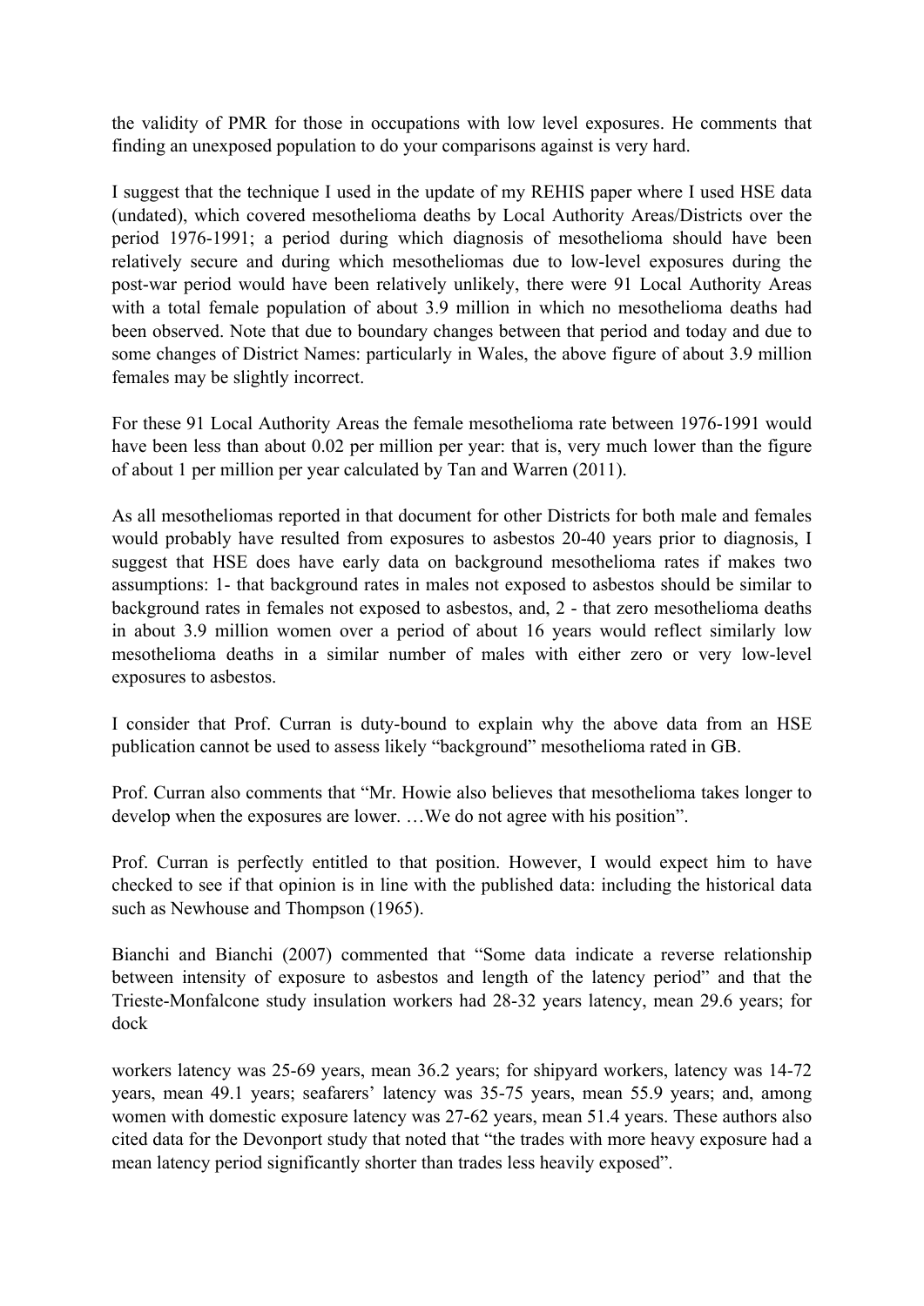the validity of PMR for those in occupations with low level exposures. He comments that finding an unexposed population to do your comparisons against is very hard.

I suggest that the technique I used in the update of my REHIS paper where I used HSE data (undated), which covered mesothelioma deaths by Local Authority Areas/Districts over the period 1976-1991; a period during which diagnosis of mesothelioma should have been relatively secure and during which mesotheliomas due to low-level exposures during the post-war period would have been relatively unlikely, there were 91 Local Authority Areas with a total female population of about 3.9 million in which no mesothelioma deaths had been observed. Note that due to boundary changes between that period and today and due to some changes of District Names: particularly in Wales, the above figure of about 3.9 million females may be slightly incorrect.

For these 91 Local Authority Areas the female mesothelioma rate between 1976-1991 would have been less than about 0.02 per million per year: that is, very much lower than the figure of about 1 per million per year calculated by Tan and Warren (2011).

As all mesotheliomas reported in that document for other Districts for both male and females would probably have resulted from exposures to asbestos 20-40 years prior to diagnosis, I suggest that HSE does have early data on background mesothelioma rates if makes two assumptions: 1- that background rates in males not exposed to asbestos should be similar to background rates in females not exposed to asbestos, and, 2 - that zero mesothelioma deaths in about 3.9 million women over a period of about 16 years would reflect similarly low mesothelioma deaths in a similar number of males with either zero or very low-level exposures to asbestos.

I consider that Prof. Curran is duty-bound to explain why the above data from an HSE publication cannot be used to assess likely "background" mesothelioma rated in GB.

Prof. Curran also comments that "Mr. Howie also believes that mesothelioma takes longer to develop when the exposures are lower. …We do not agree with his position".

Prof. Curran is perfectly entitled to that position. However, I would expect him to have checked to see if that opinion is in line with the published data: including the historical data such as Newhouse and Thompson (1965).

Bianchi and Bianchi (2007) commented that "Some data indicate a reverse relationship between intensity of exposure to asbestos and length of the latency period" and that the Trieste-Monfalcone study insulation workers had 28-32 years latency, mean 29.6 years; for dock workers latency was 25-69 years, mean 36.2 years; for shipyard workers, latency was 14-72 years, mean 49.1 years; seafarers' latency was 35-75 years, mean 55.9 years; and, among women with domestic exposure latency was 27-62 years, mean 51.4 years. These authors also cited data for the Devonport study that noted that "the trades with more heavy exposure had a mean latency period significantly shorter than trades less heavily exposed".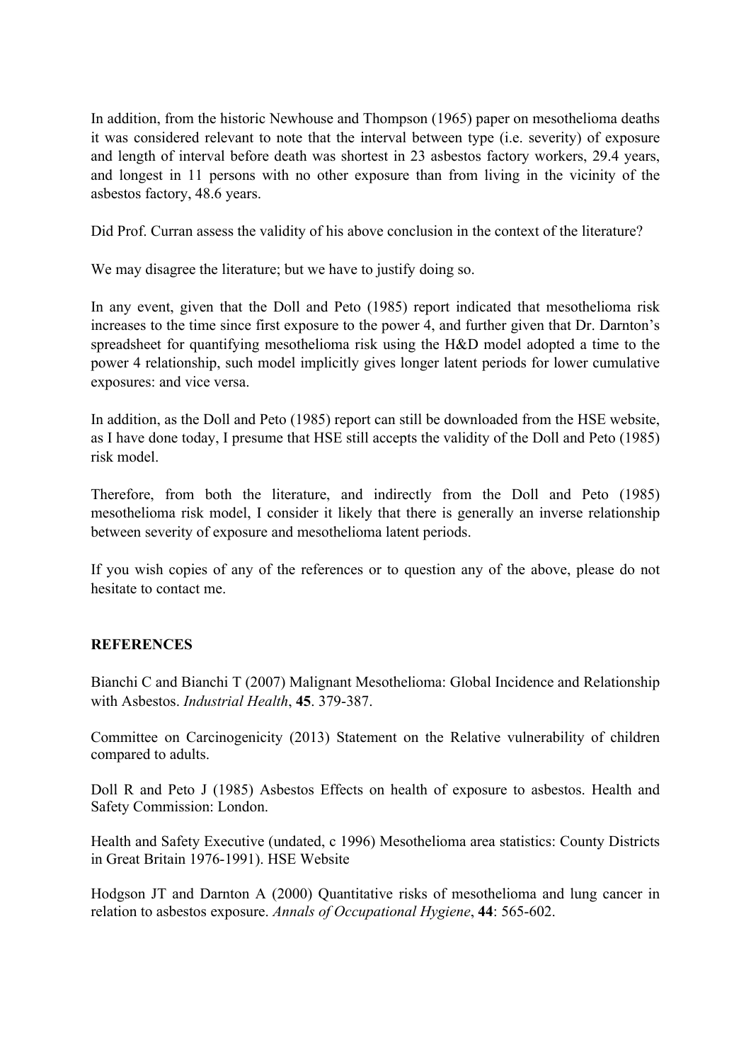In addition, from the historic Newhouse and Thompson (1965) paper on mesothelioma deaths it was considered relevant to note that the interval between type (i.e. severity) of exposure and length of interval before death was shortest in 23 asbestos factory workers, 29.4 years, and longest in 11 persons with no other exposure than from living in the vicinity of the asbestos factory, 48.6 years.

Did Prof. Curran assess the validity of his above conclusion in the context of the literature?

We may disagree the literature; but we have to justify doing so.

In any event, given that the Doll and Peto (1985) report indicated that mesothelioma risk increases to the time since first exposure to the power 4, and further given that Dr. Darnton's spreadsheet for quantifying mesothelioma risk using the H&D model adopted a time to the power 4 relationship, such model implicitly gives longer latent periods for lower cumulative exposures: and vice versa.

In addition, as the Doll and Peto (1985) report can still be downloaded from the HSE website, as I have done today, I presume that HSE still accepts the validity of the Doll and Peto (1985) risk model.

Therefore, from both the literature, and indirectly from the Doll and Peto (1985) mesothelioma risk model, I consider it likely that there is generally an inverse relationship between severity of exposure and mesothelioma latent periods.

If you wish copies of any of the references or to question any of the above, please do not hesitate to contact me.

**REFERENCES**

Bianchi C and Bianchi T (2007) Malignant Mesothelioma: Global Incidence and Relationship with Asbestos. *Industrial Health*, **45**. 379-387.

Committee on Carcinogenicity (2013) Statement on the Relative vulnerability of children compared to adults.

Doll R and Peto J (1985) Asbestos Effects on health of exposure to asbestos. Health and Safety Commission: London.

Health and Safety Executive (undated, c 1996) Mesothelioma area statistics: County Districts in Great Britain 1976-1991). HSE Website

Hodgson JT and Darnton A (2000) Quantitative risks of mesothelioma and lung cancer in relation to asbestos exposure. *Annals of Occupational Hygiene*, **44**: 565-602.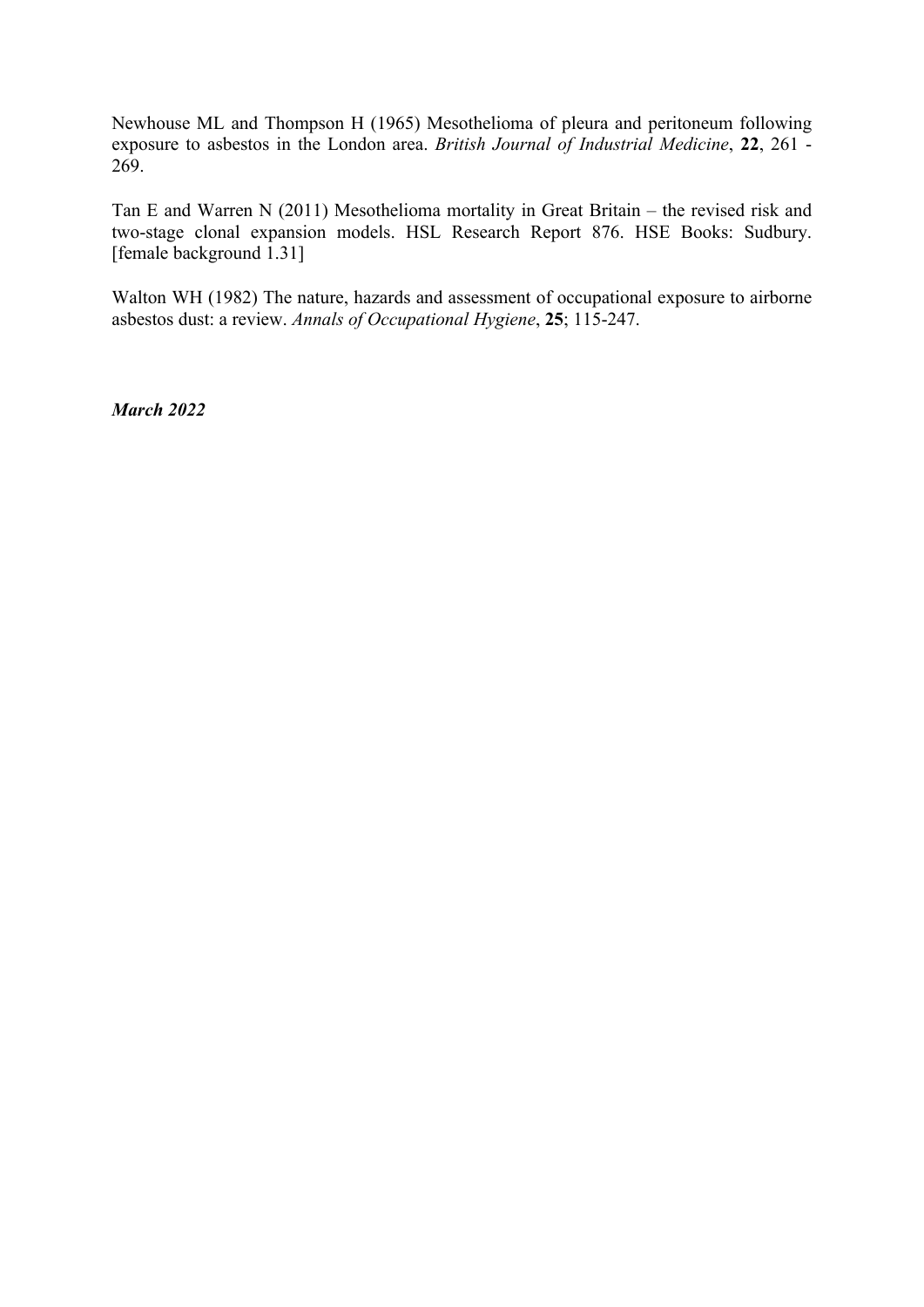Newhouse ML and Thompson H (1965) Mesothelioma of pleura and peritoneum following exposure to asbestos in the London area. *British Journal of Industrial Medicine*, **22**, 261 - 269.

Tan E and Warren N (2011) Mesothelioma mortality in Great Britain – the revised risk and two-stage clonal expansion models. HSL Research Report 876. HSE Books: Sudbury. [female background 1.31]

Walton WH (1982) The nature, hazards and assessment of occupational exposure to airborne asbestos dust: a review. *Annals of Occupational Hygiene*, **25**; 115-247.

***March 2022***